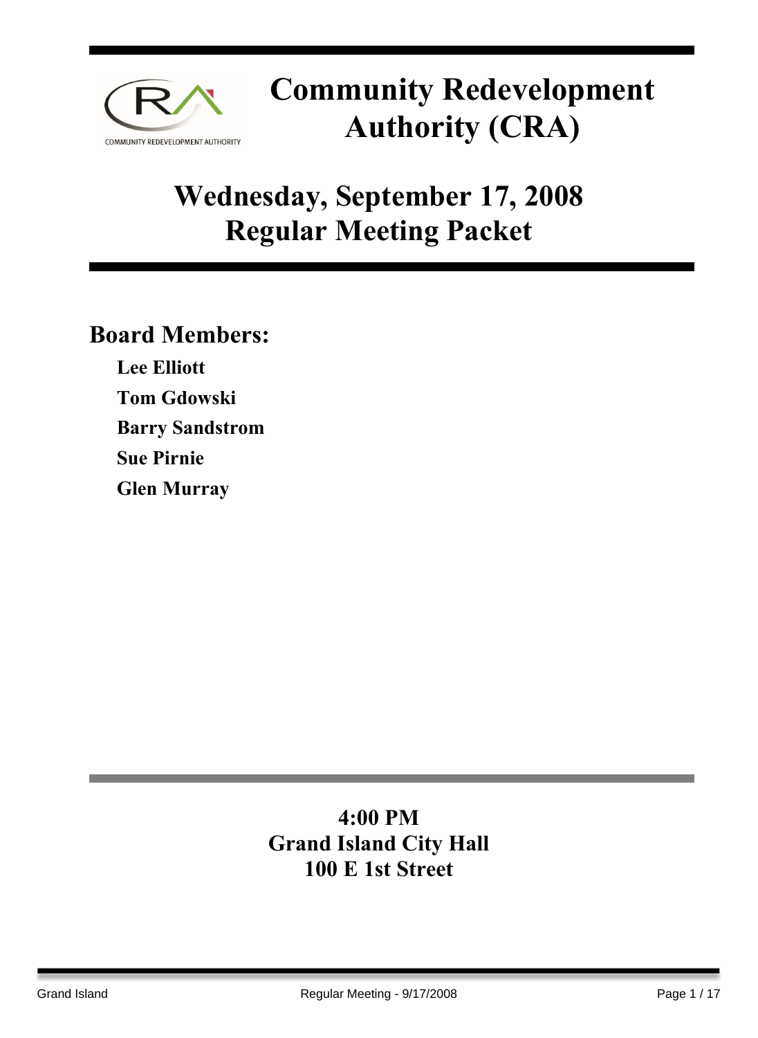# Community Redevelopment Authority (CRA)

## Wednesday, September 17, 2008
## Regular Meeting Packet

### Board Members:

**Lee Elliott**

**Tom Gdowski**

**Barry Sandstrom**

**Sue Pirnie**

**Glen Murray**

**4:00 PM**
**Grand Island City Hall**
**100 E 1st Street**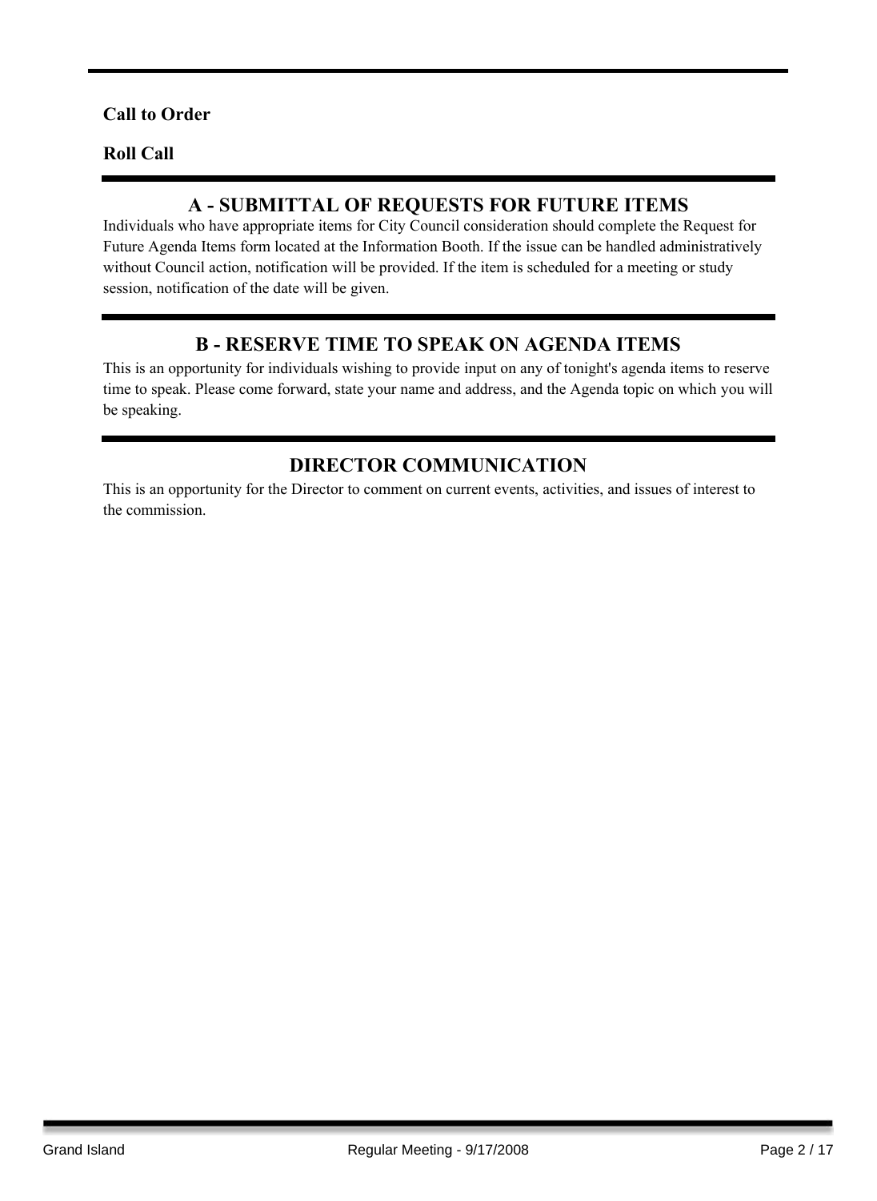**Call to Order**

**Roll Call**

## A - SUBMITTAL OF REQUESTS FOR FUTURE ITEMS

Individuals who have appropriate items for City Council consideration should complete the Request for Future Agenda Items form located at the Information Booth. If the issue can be handled administratively without Council action, notification will be provided. If the item is scheduled for a meeting or study session, notification of the date will be given.

## B - RESERVE TIME TO SPEAK ON AGENDA ITEMS

This is an opportunity for individuals wishing to provide input on any of tonight's agenda items to reserve time to speak. Please come forward, state your name and address, and the Agenda topic on which you will be speaking.

## DIRECTOR COMMUNICATION

This is an opportunity for the Director to comment on current events, activities, and issues of interest to the commission.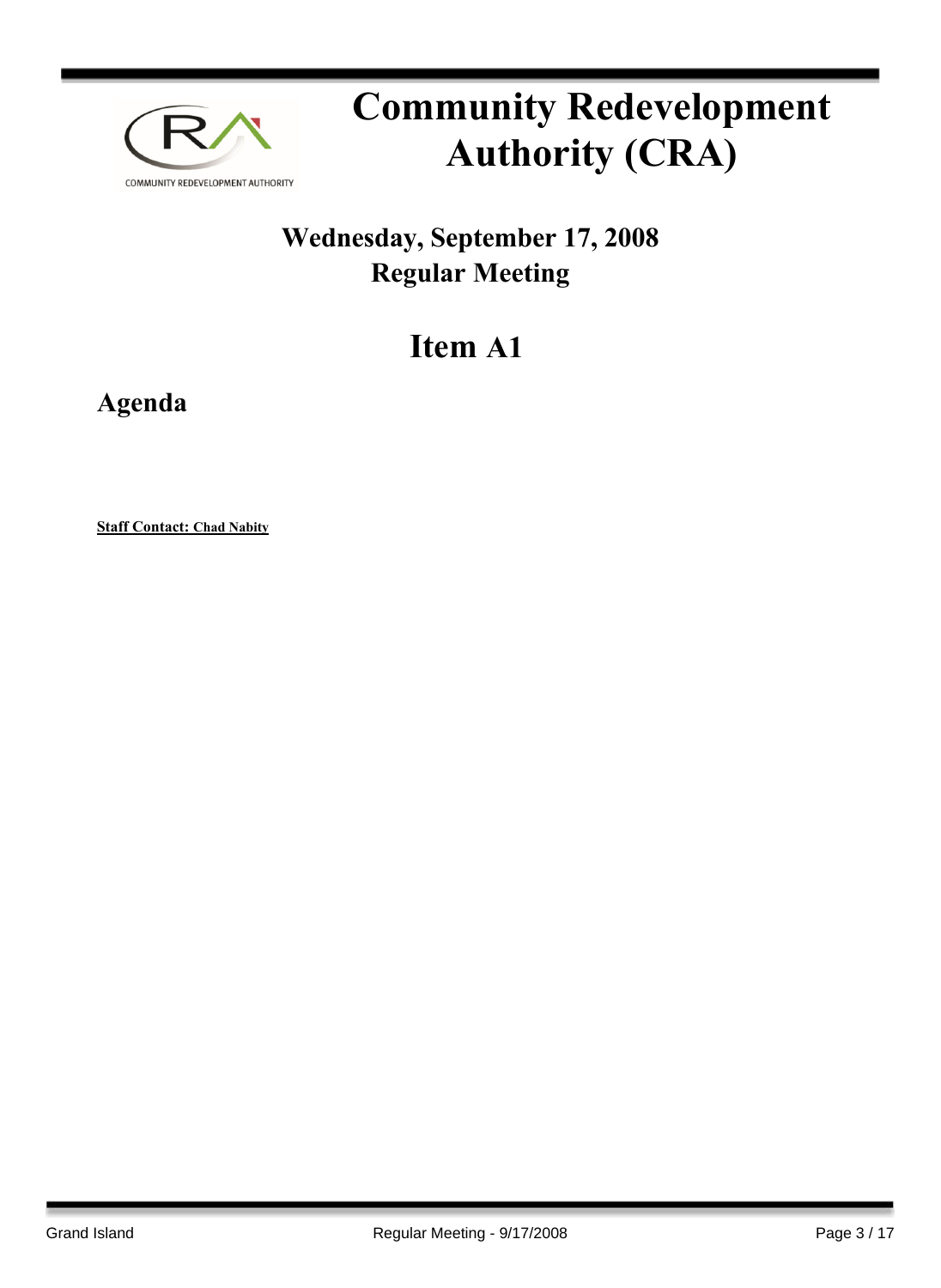# Community Redevelopment Authority (CRA)

## Wednesday, September 17, 2008
## Regular Meeting

# Item A1

## Agenda

**Staff Contact: Chad Nabity**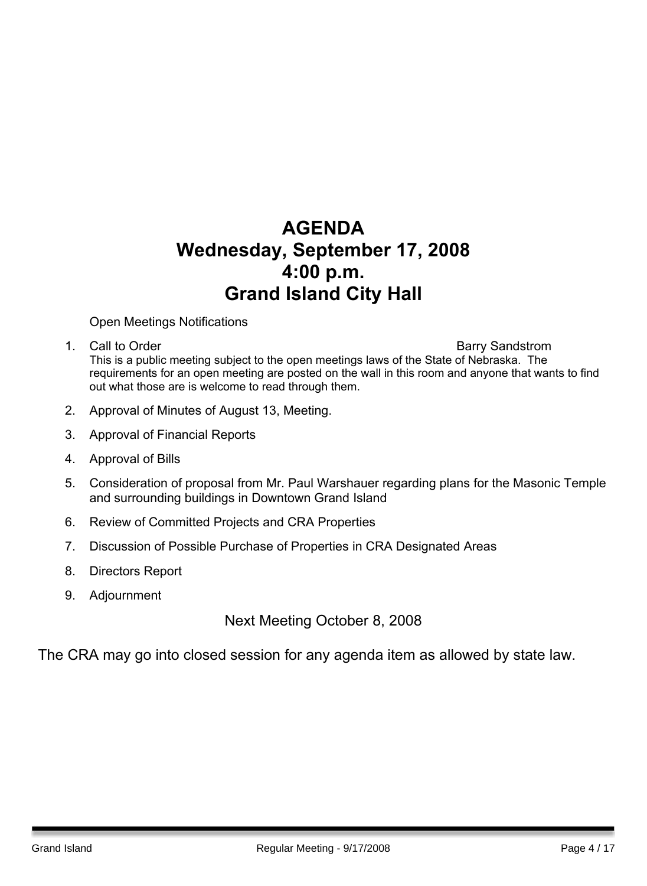# AGENDA
# Wednesday, September 17, 2008
# 4:00 p.m.
# Grand Island City Hall

Open Meetings Notifications

1. Call to Order — Barry Sandstrom

   This is a public meeting subject to the open meetings laws of the State of Nebraska. The requirements for an open meeting are posted on the wall in this room and anyone that wants to find out what those are is welcome to read through them.

2. Approval of Minutes of August 13, Meeting.
3. Approval of Financial Reports
4. Approval of Bills
5. Consideration of proposal from Mr. Paul Warshauer regarding plans for the Masonic Temple and surrounding buildings in Downtown Grand Island
6. Review of Committed Projects and CRA Properties
7. Discussion of Possible Purchase of Properties in CRA Designated Areas
8. Directors Report
9. Adjournment

Next Meeting October 8, 2008

The CRA may go into closed session for any agenda item as allowed by state law.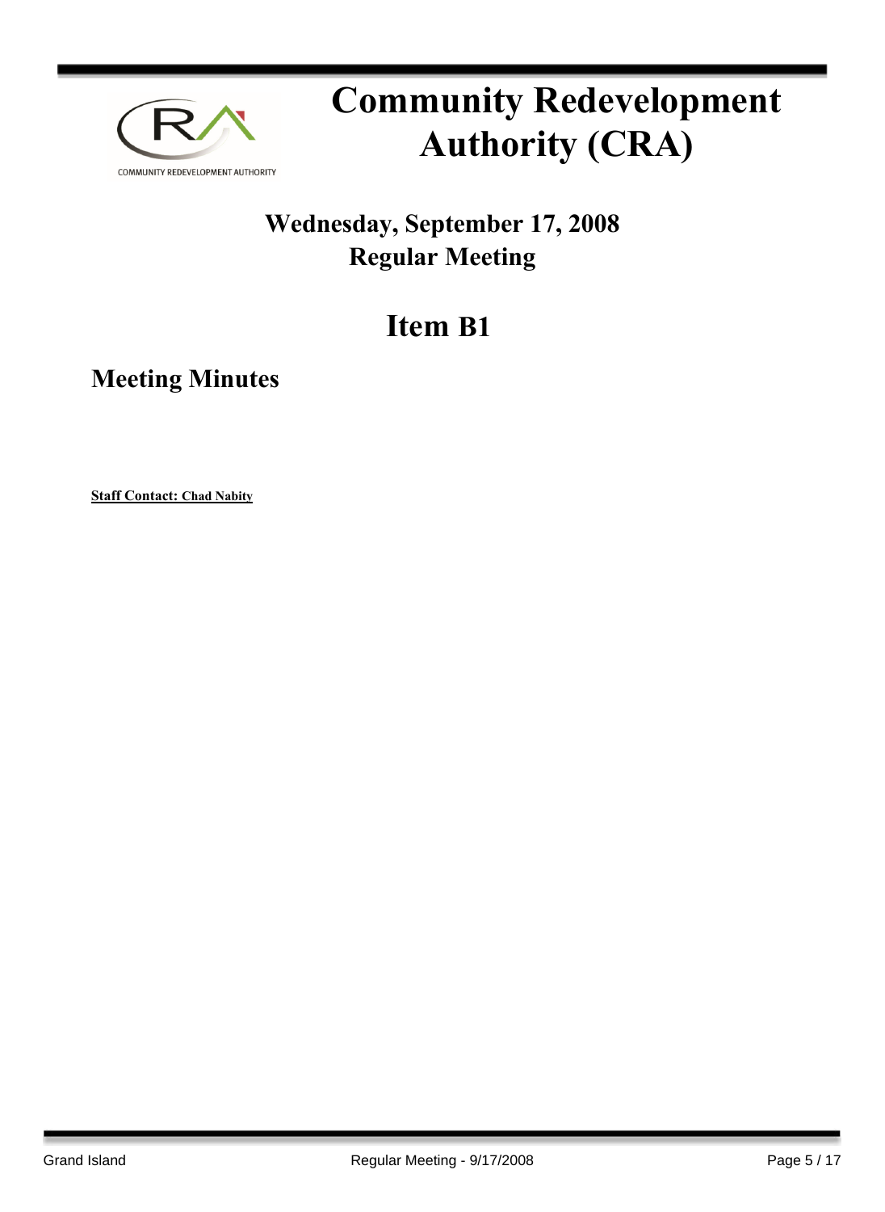# Community Redevelopment Authority (CRA)

## Wednesday, September 17, 2008
## Regular Meeting

# Item B1

## Meeting Minutes

**Staff Contact: Chad Nabity**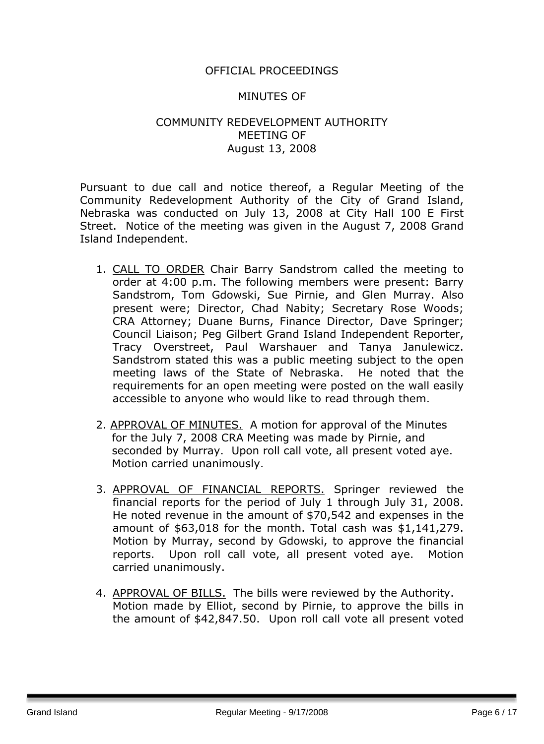OFFICIAL PROCEEDINGS

MINUTES OF

COMMUNITY REDEVELOPMENT AUTHORITY
MEETING OF
August 13, 2008

Pursuant to due call and notice thereof, a Regular Meeting of the Community Redevelopment Authority of the City of Grand Island, Nebraska was conducted on July 13, 2008 at City Hall 100 E First Street. Notice of the meeting was given in the August 7, 2008 Grand Island Independent.

1. CALL TO ORDER Chair Barry Sandstrom called the meeting to order at 4:00 p.m. The following members were present: Barry Sandstrom, Tom Gdowski, Sue Pirnie, and Glen Murray. Also present were; Director, Chad Nabity; Secretary Rose Woods; CRA Attorney; Duane Burns, Finance Director, Dave Springer; Council Liaison; Peg Gilbert Grand Island Independent Reporter, Tracy Overstreet, Paul Warshauer and Tanya Janulewicz. Sandstrom stated this was a public meeting subject to the open meeting laws of the State of Nebraska. He noted that the requirements for an open meeting were posted on the wall easily accessible to anyone who would like to read through them.

2. APPROVAL OF MINUTES. A motion for approval of the Minutes for the July 7, 2008 CRA Meeting was made by Pirnie, and seconded by Murray. Upon roll call vote, all present voted aye. Motion carried unanimously.

3. APPROVAL OF FINANCIAL REPORTS. Springer reviewed the financial reports for the period of July 1 through July 31, 2008. He noted revenue in the amount of $70,542 and expenses in the amount of $63,018 for the month. Total cash was $1,141,279. Motion by Murray, second by Gdowski, to approve the financial reports. Upon roll call vote, all present voted aye. Motion carried unanimously.

4. APPROVAL OF BILLS. The bills were reviewed by the Authority. Motion made by Elliot, second by Pirnie, to approve the bills in the amount of $42,847.50. Upon roll call vote all present voted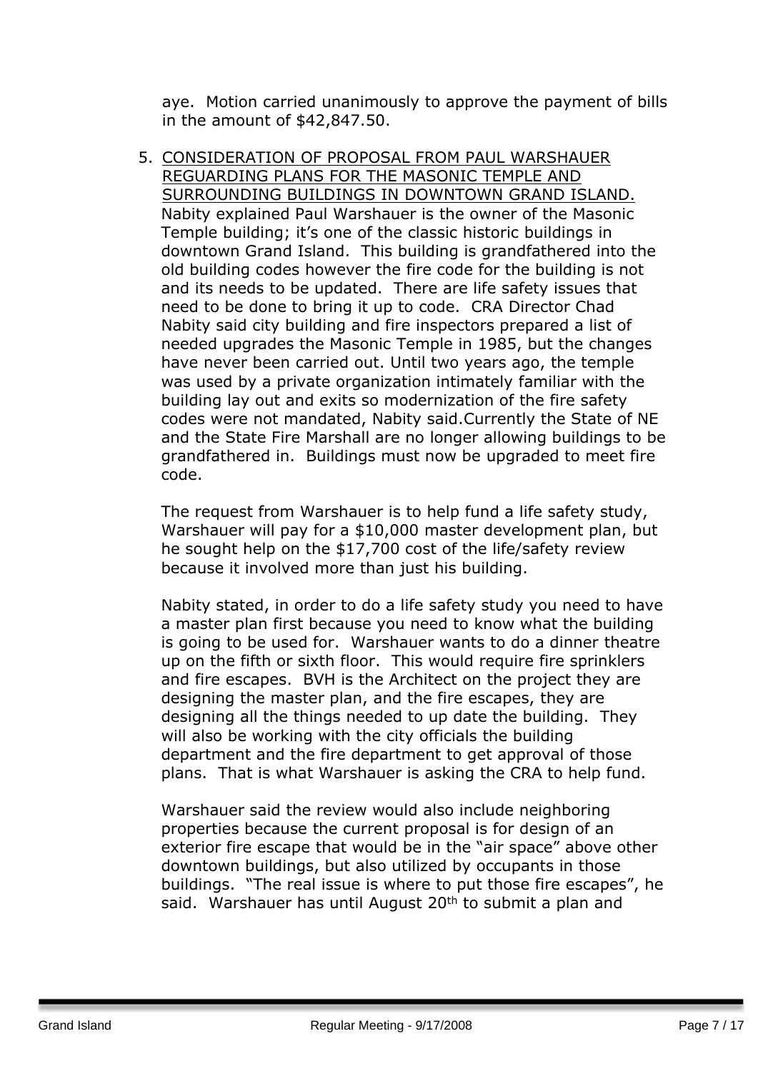aye. Motion carried unanimously to approve the payment of bills in the amount of $42,847.50.

5. <u>CONSIDERATION OF PROPOSAL FROM PAUL WARSHAUER REGUARDING PLANS FOR THE MASONIC TEMPLE AND SURROUNDING BUILDINGS IN DOWNTOWN GRAND ISLAND.</u> Nabity explained Paul Warshauer is the owner of the Masonic Temple building; it's one of the classic historic buildings in downtown Grand Island. This building is grandfathered into the old building codes however the fire code for the building is not and its needs to be updated. There are life safety issues that need to be done to bring it up to code. CRA Director Chad Nabity said city building and fire inspectors prepared a list of needed upgrades the Masonic Temple in 1985, but the changes have never been carried out. Until two years ago, the temple was used by a private organization intimately familiar with the building lay out and exits so modernization of the fire safety codes were not mandated, Nabity said.Currently the State of NE and the State Fire Marshall are no longer allowing buildings to be grandfathered in. Buildings must now be upgraded to meet fire code.

   The request from Warshauer is to help fund a life safety study, Warshauer will pay for a $10,000 master development plan, but he sought help on the $17,700 cost of the life/safety review because it involved more than just his building.

   Nabity stated, in order to do a life safety study you need to have a master plan first because you need to know what the building is going to be used for. Warshauer wants to do a dinner theatre up on the fifth or sixth floor. This would require fire sprinklers and fire escapes. BVH is the Architect on the project they are designing the master plan, and the fire escapes, they are designing all the things needed to up date the building. They will also be working with the city officials the building department and the fire department to get approval of those plans. That is what Warshauer is asking the CRA to help fund.

   Warshauer said the review would also include neighboring properties because the current proposal is for design of an exterior fire escape that would be in the "air space" above other downtown buildings, but also utilized by occupants in those buildings. "The real issue is where to put those fire escapes", he said. Warshauer has until August 20th to submit a plan and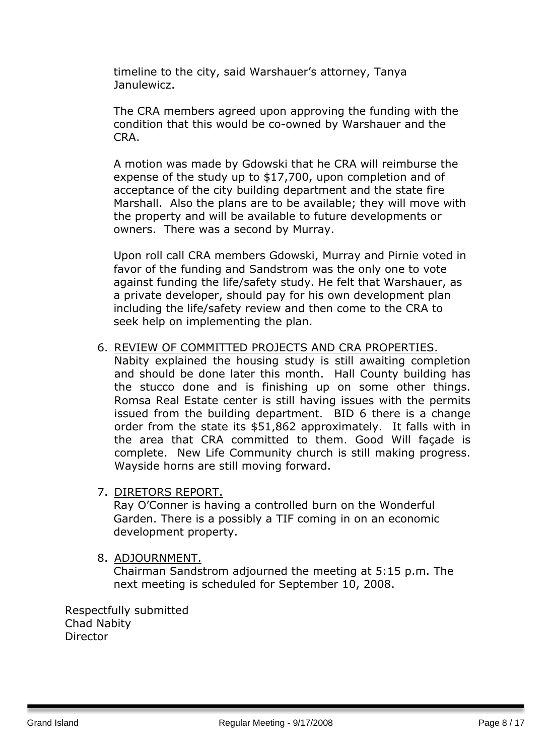timeline to the city, said Warshauer's attorney, Tanya Janulewicz.

The CRA members agreed upon approving the funding with the condition that this would be co-owned by Warshauer and the CRA.

A motion was made by Gdowski that he CRA will reimburse the expense of the study up to $17,700, upon completion and of acceptance of the city building department and the state fire Marshall. Also the plans are to be available; they will move with the property and will be available to future developments or owners. There was a second by Murray.

Upon roll call CRA members Gdowski, Murray and Pirnie voted in favor of the funding and Sandstrom was the only one to vote against funding the life/safety study. He felt that Warshauer, as a private developer, should pay for his own development plan including the life/safety review and then come to the CRA to seek help on implementing the plan.

6. <u>REVIEW OF COMMITTED PROJECTS AND CRA PROPERTIES.</u>
   Nabity explained the housing study is still awaiting completion and should be done later this month. Hall County building has the stucco done and is finishing up on some other things. Romsa Real Estate center is still having issues with the permits issued from the building department. BID 6 there is a change order from the state its $51,862 approximately. It falls with in the area that CRA committed to them. Good Will façade is complete. New Life Community church is still making progress. Wayside horns are still moving forward.

7. <u>DIRETORS REPORT.</u>
   Ray O'Conner is having a controlled burn on the Wonderful Garden. There is a possibly a TIF coming in on an economic development property.

8. <u>ADJOURNMENT.</u>
   Chairman Sandstrom adjourned the meeting at 5:15 p.m. The next meeting is scheduled for September 10, 2008.

Respectfully submitted
Chad Nabity
Director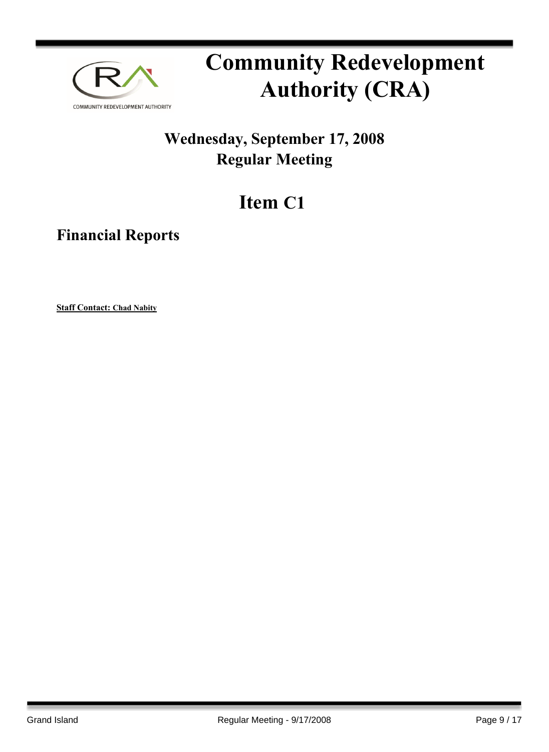# Community Redevelopment Authority (CRA)

## Wednesday, September 17, 2008
## Regular Meeting

# Item C1

## Financial Reports

**Staff Contact: Chad Nabity**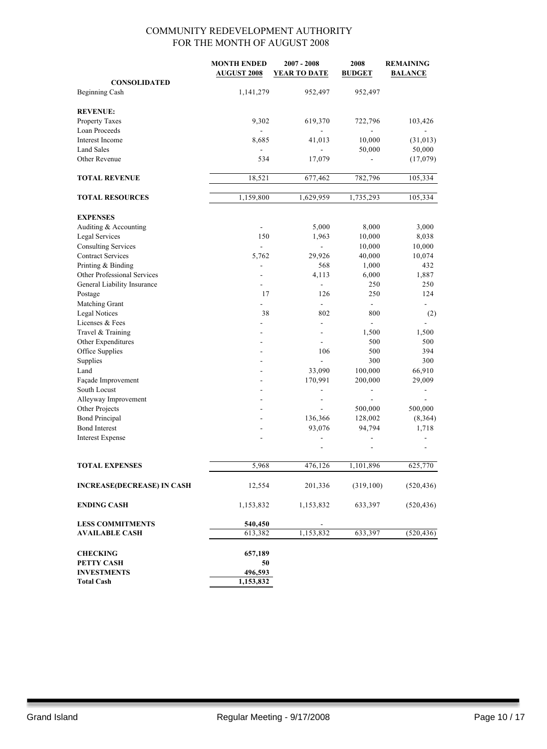# COMMUNITY REDEVELOPMENT AUTHORITY
## FOR THE MONTH OF AUGUST 2008

| | MONTH ENDED AUGUST 2008 | 2007 - 2008 YEAR TO DATE | 2008 BUDGET | REMAINING BALANCE |
|---|---|---|---|---|
| **CONSOLIDATED** | | | | |
| Beginning Cash | 1,141,279 | 952,497 | 952,497 | |
| **REVENUE:** | | | | |
| Property Taxes | 9,302 | 619,370 | 722,796 | 103,426 |
| Loan Proceeds | - | - | - | - |
| Interest Income | 8,685 | 41,013 | 10,000 | (31,013) |
| Land Sales | - | - | 50,000 | 50,000 |
| Other Revenue | 534 | 17,079 | - | (17,079) |
| **TOTAL REVENUE** | 18,521 | 677,462 | 782,796 | 105,334 |
| **TOTAL RESOURCES** | 1,159,800 | 1,629,959 | 1,735,293 | 105,334 |
| **EXPENSES** | | | | |
| Auditing & Accounting | - | 5,000 | 8,000 | 3,000 |
| Legal Services | 150 | 1,963 | 10,000 | 8,038 |
| Consulting Services | - | - | 10,000 | 10,000 |
| Contract Services | 5,762 | 29,926 | 40,000 | 10,074 |
| Printing & Binding | - | 568 | 1,000 | 432 |
| Other Professional Services | - | 4,113 | 6,000 | 1,887 |
| General Liability Insurance | - | - | 250 | 250 |
| Postage | 17 | 126 | 250 | 124 |
| Matching Grant | - | - | - | - |
| Legal Notices | 38 | 802 | 800 | (2) |
| Licenses & Fees | - | - | - | - |
| Travel & Training | - | - | 1,500 | 1,500 |
| Other Expenditures | - | - | 500 | 500 |
| Office Supplies | - | 106 | 500 | 394 |
| Supplies | - | - | 300 | 300 |
| Land | - | 33,090 | 100,000 | 66,910 |
| Façade Improvement | - | 170,991 | 200,000 | 29,009 |
| South Locust | - | - | - | - |
| Alleyway Improvement | - | - | - | - |
| Other Projects | - | - | 500,000 | 500,000 |
| Bond Principal | - | 136,366 | 128,002 | (8,364) |
| Bond Interest | - | 93,076 | 94,794 | 1,718 |
| Interest Expense | - | - | - | - |
| | | - | - | - |
| **TOTAL EXPENSES** | 5,968 | 476,126 | 1,101,896 | 625,770 |
| **INCREASE(DECREASE) IN CASH** | 12,554 | 201,336 | (319,100) | (520,436) |
| **ENDING CASH** | 1,153,832 | 1,153,832 | 633,397 | (520,436) |
| **LESS COMMITMENTS** | **540,450** | - | | |
| **AVAILABLE CASH** | 613,382 | 1,153,832 | 633,397 | (520,436) |
| **CHECKING** | **657,189** | | | |
| **PETTY CASH** | **50** | | | |
| **INVESTMENTS** | **496,593** | | | |
| **Total Cash** | **1,153,832** | | | |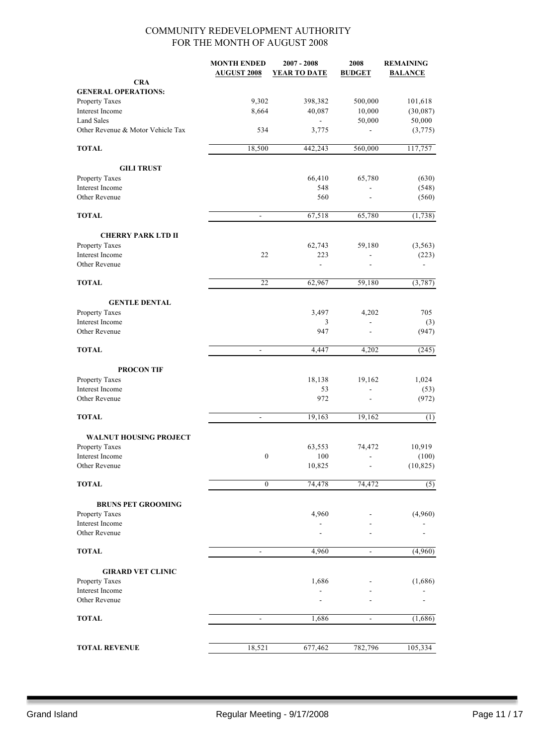# COMMUNITY REDEVELOPMENT AUTHORITY
## FOR THE MONTH OF AUGUST 2008

| | MONTH ENDED AUGUST 2008 | 2007 - 2008 YEAR TO DATE | 2008 BUDGET | REMAINING BALANCE |
|---|---|---|---|---|
| **CRA** | | | | |
| **GENERAL OPERATIONS:** | | | | |
| Property Taxes | 9,302 | 398,382 | 500,000 | 101,618 |
| Interest Income | 8,664 | 40,087 | 10,000 | (30,087) |
| Land Sales | | - | 50,000 | 50,000 |
| Other Revenue & Motor Vehicle Tax | 534 | 3,775 | - | (3,775) |
| **TOTAL** | 18,500 | 442,243 | 560,000 | 117,757 |
| **GILI TRUST** | | | | |
| Property Taxes | | 66,410 | 65,780 | (630) |
| Interest Income | | 548 | - | (548) |
| Other Revenue | | 560 | - | (560) |
| **TOTAL** | - | 67,518 | 65,780 | (1,738) |
| **CHERRY PARK LTD II** | | | | |
| Property Taxes | | 62,743 | 59,180 | (3,563) |
| Interest Income | 22 | 223 | - | (223) |
| Other Revenue | | - | - | - |
| **TOTAL** | 22 | 62,967 | 59,180 | (3,787) |
| **GENTLE DENTAL** | | | | |
| Property Taxes | | 3,497 | 4,202 | 705 |
| Interest Income | | 3 | - | (3) |
| Other Revenue | | 947 | - | (947) |
| **TOTAL** | - | 4,447 | 4,202 | (245) |
| **PROCON TIF** | | | | |
| Property Taxes | | 18,138 | 19,162 | 1,024 |
| Interest Income | | 53 | - | (53) |
| Other Revenue | | 972 | - | (972) |
| **TOTAL** | - | 19,163 | 19,162 | (1) |
| **WALNUT HOUSING PROJECT** | | | | |
| Property Taxes | | 63,553 | 74,472 | 10,919 |
| Interest Income | 0 | 100 | - | (100) |
| Other Revenue | | 10,825 | - | (10,825) |
| **TOTAL** | 0 | 74,478 | 74,472 | (5) |
| **BRUNS PET GROOMING** | | | | |
| Property Taxes | | 4,960 | - | (4,960) |
| Interest Income | | - | - | - |
| Other Revenue | | - | - | - |
| **TOTAL** | - | 4,960 | - | (4,960) |
| **GIRARD VET CLINIC** | | | | |
| Property Taxes | | 1,686 | - | (1,686) |
| Interest Income | | - | - | - |
| Other Revenue | | - | - | - |
| **TOTAL** | - | 1,686 | - | (1,686) |
| **TOTAL REVENUE** | 18,521 | 677,462 | 782,796 | 105,334 |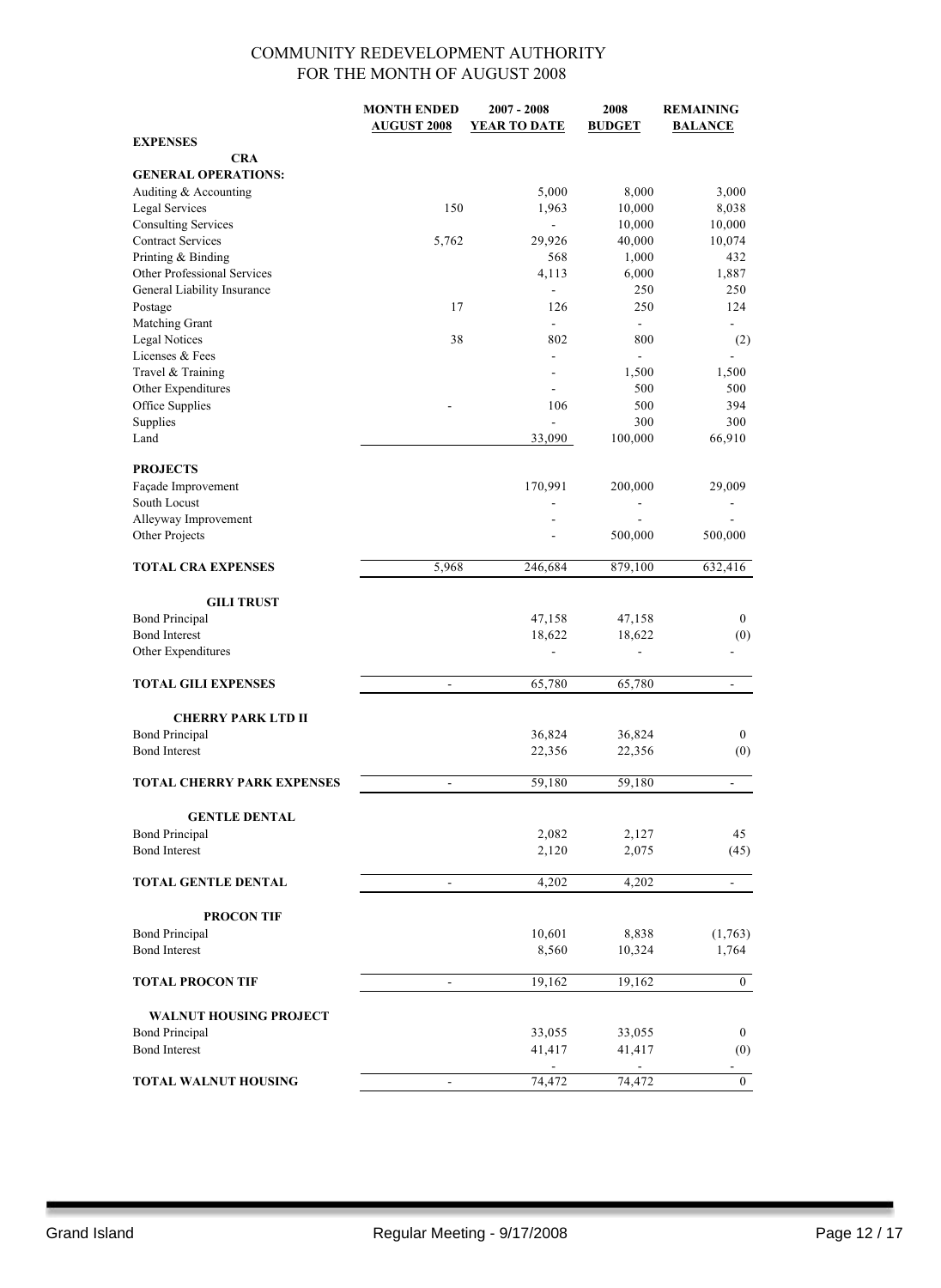# COMMUNITY REDEVELOPMENT AUTHORITY
## FOR THE MONTH OF AUGUST 2008

| | MONTH ENDED AUGUST 2008 | 2007 - 2008 YEAR TO DATE | 2008 BUDGET | REMAINING BALANCE |
|---|---|---|---|---|
| **EXPENSES** | | | | |
| **CRA** | | | | |
| **GENERAL OPERATIONS:** | | | | |
| Auditing & Accounting | | 5,000 | 8,000 | 3,000 |
| Legal Services | 150 | 1,963 | 10,000 | 8,038 |
| Consulting Services | | - | 10,000 | 10,000 |
| Contract Services | 5,762 | 29,926 | 40,000 | 10,074 |
| Printing & Binding | | 568 | 1,000 | 432 |
| Other Professional Services | | 4,113 | 6,000 | 1,887 |
| General Liability Insurance | | - | 250 | 250 |
| Postage | 17 | 126 | 250 | 124 |
| Matching Grant | | - | - | - |
| Legal Notices | 38 | 802 | 800 | (2) |
| Licenses & Fees | | - | - | - |
| Travel & Training | | - | 1,500 | 1,500 |
| Other Expenditures | | - | 500 | 500 |
| Office Supplies | - | 106 | 500 | 394 |
| Supplies | | - | 300 | 300 |
| Land | | 33,090 | 100,000 | 66,910 |
| **PROJECTS** | | | | |
| Façade Improvement | | 170,991 | 200,000 | 29,009 |
| South Locust | | - | - | - |
| Alleyway Improvement | | - | - | - |
| Other Projects | | - | 500,000 | 500,000 |
| **TOTAL CRA EXPENSES** | 5,968 | 246,684 | 879,100 | 632,416 |
| **GILI TRUST** | | | | |
| Bond Principal | | 47,158 | 47,158 | 0 |
| Bond Interest | | 18,622 | 18,622 | (0) |
| Other Expenditures | | - | - | - |
| **TOTAL GILI EXPENSES** | - | 65,780 | 65,780 | - |
| **CHERRY PARK LTD II** | | | | |
| Bond Principal | | 36,824 | 36,824 | 0 |
| Bond Interest | | 22,356 | 22,356 | (0) |
| **TOTAL CHERRY PARK EXPENSES** | - | 59,180 | 59,180 | - |
| **GENTLE DENTAL** | | | | |
| Bond Principal | | 2,082 | 2,127 | 45 |
| Bond Interest | | 2,120 | 2,075 | (45) |
| **TOTAL GENTLE DENTAL** | - | 4,202 | 4,202 | - |
| **PROCON TIF** | | | | |
| Bond Principal | | 10,601 | 8,838 | (1,763) |
| Bond Interest | | 8,560 | 10,324 | 1,764 |
| **TOTAL PROCON TIF** | - | 19,162 | 19,162 | 0 |
| **WALNUT HOUSING PROJECT** | | | | |
| Bond Principal | | 33,055 | 33,055 | 0 |
| Bond Interest | | 41,417 | 41,417 | (0) |
| | | - | - | - |
| **TOTAL WALNUT HOUSING** | - | 74,472 | 74,472 | 0 |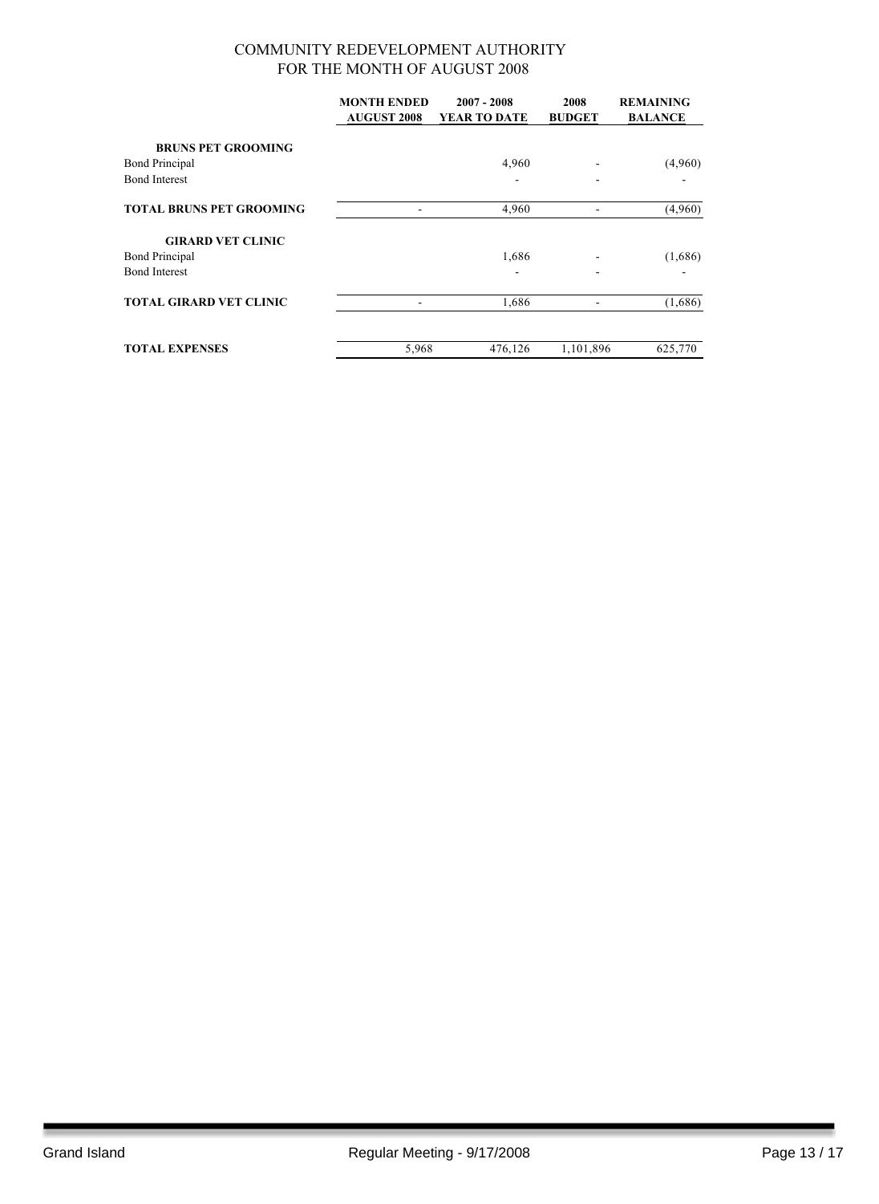# COMMUNITY REDEVELOPMENT AUTHORITY
## FOR THE MONTH OF AUGUST 2008

| | MONTH ENDED AUGUST 2008 | 2007 - 2008 YEAR TO DATE | 2008 BUDGET | REMAINING BALANCE |
|---|---|---|---|---|
| **BRUNS PET GROOMING** | | | | |
| Bond Principal | | 4,960 | - | (4,960) |
| Bond Interest | | - | - | - |
| **TOTAL BRUNS PET GROOMING** | - | 4,960 | - | (4,960) |
| **GIRARD VET CLINIC** | | | | |
| Bond Principal | | 1,686 | - | (1,686) |
| Bond Interest | | - | - | - |
| **TOTAL GIRARD VET CLINIC** | - | 1,686 | - | (1,686) |
| **TOTAL EXPENSES** | 5,968 | 476,126 | 1,101,896 | 625,770 |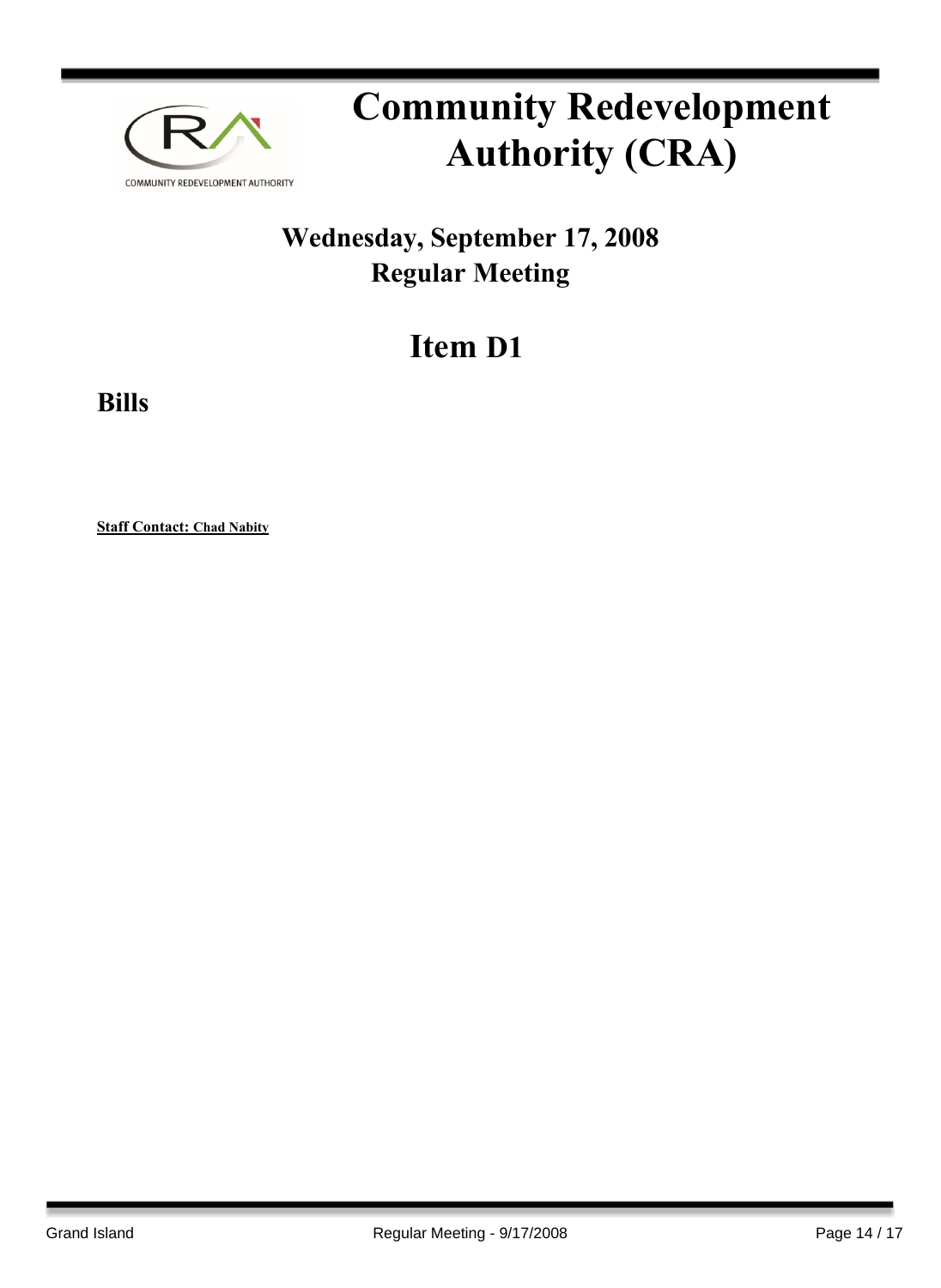# Community Redevelopment Authority (CRA)

## Wednesday, September 17, 2008
## Regular Meeting

# Item D1

## Bills

**Staff Contact: Chad Nabity**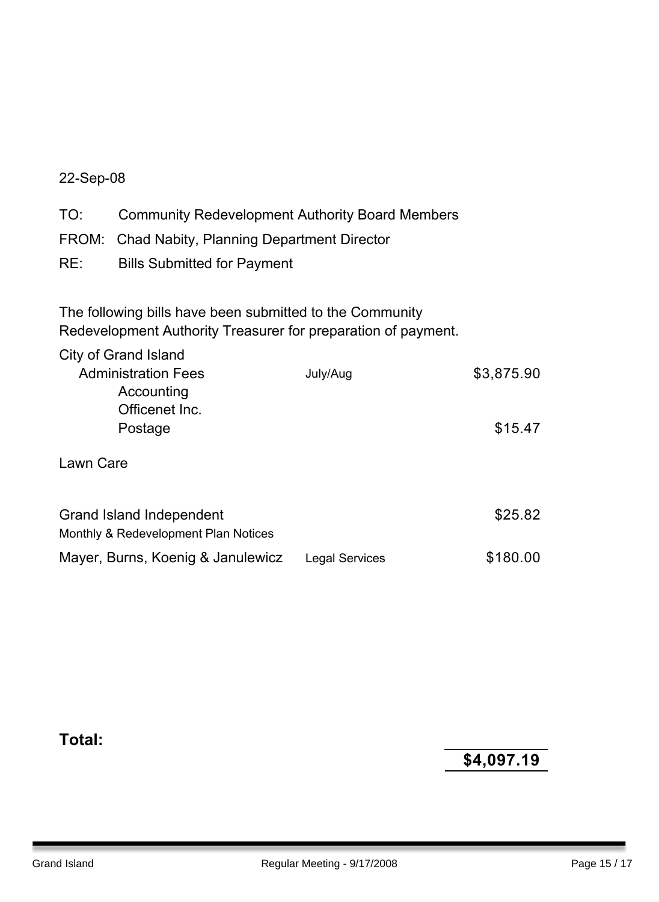22-Sep-08

TO: Community Redevelopment Authority Board Members

FROM: Chad Nabity, Planning Department Director

RE: Bills Submitted for Payment

The following bills have been submitted to the Community Redevelopment Authority Treasurer for preparation of payment.

| | | |
|---|---|---|
| City of Grand Island | | |
| Administration Fees | July/Aug | $3,875.90 |
| Accounting | | |
| Officenet Inc. | | |
| Postage | | $15.47 |
| Lawn Care | | |
| Grand Island Independent<br>Monthly & Redevelopment Plan Notices | | $25.82 |
| Mayer, Burns, Koenig & Janulewicz | Legal Services | $180.00 |

**Total:** **$4,097.19**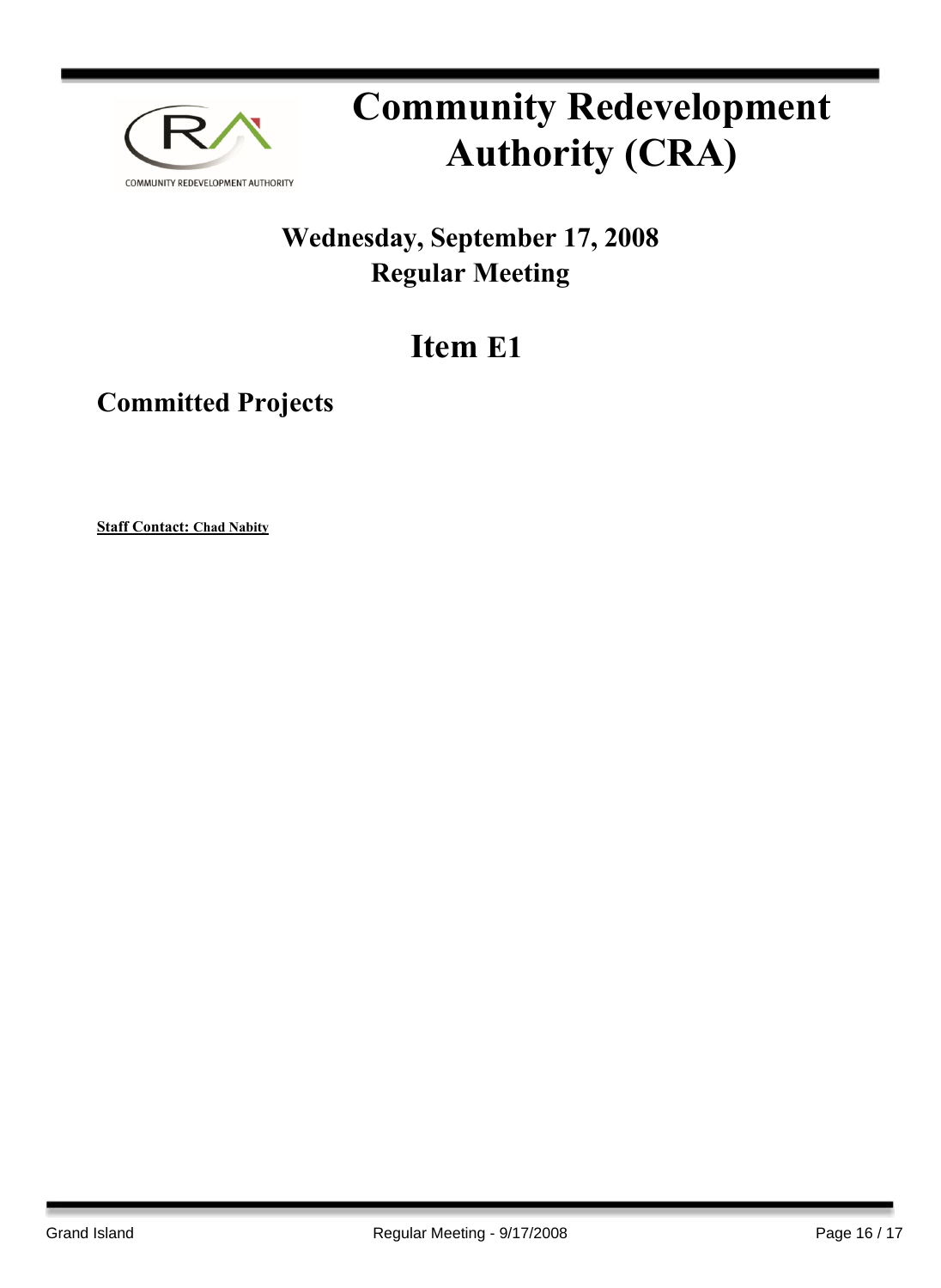# Community Redevelopment Authority (CRA)

## Wednesday, September 17, 2008
## Regular Meeting

# Item E1

## Committed Projects

**Staff Contact: Chad Nabity**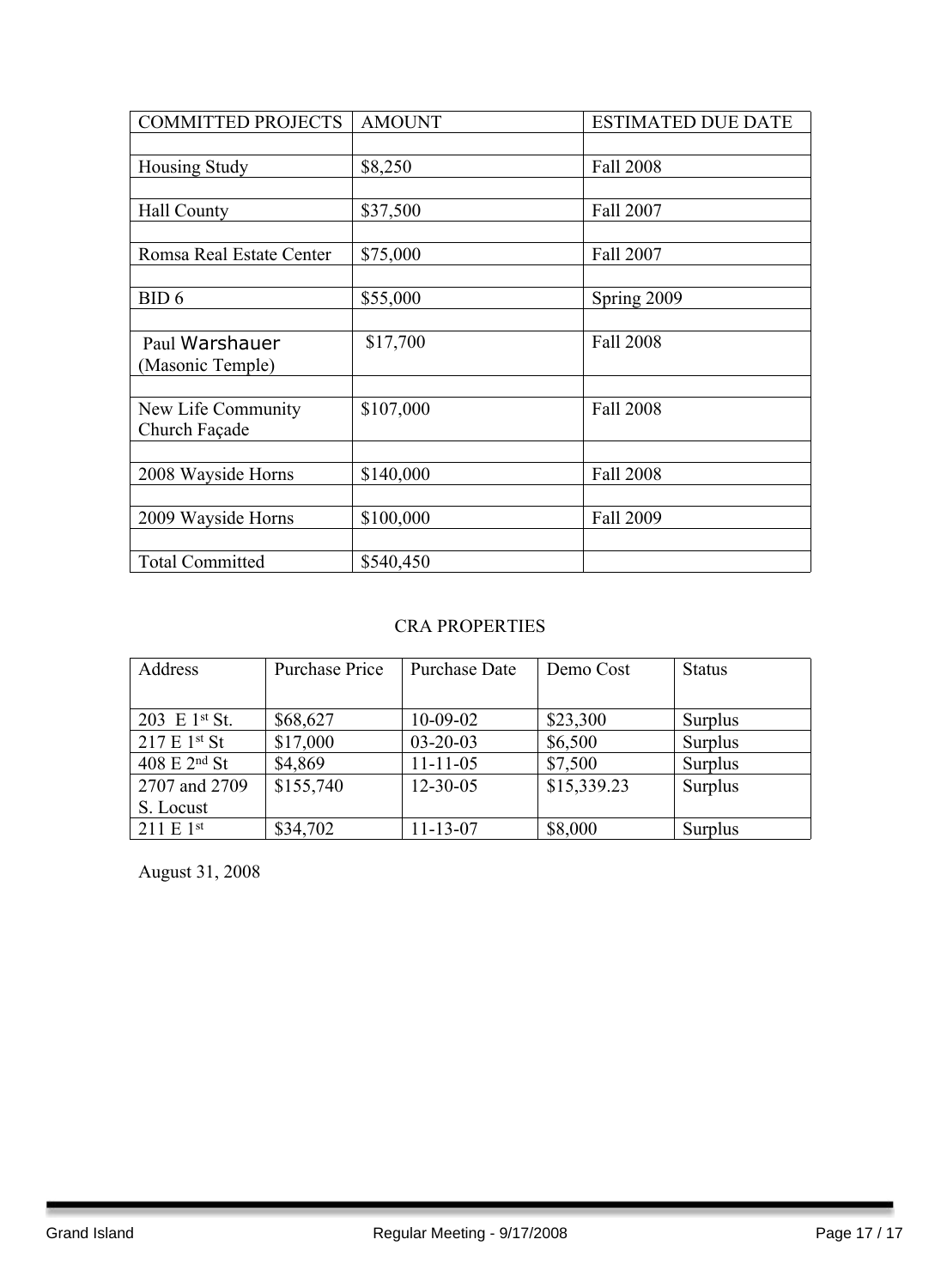| COMMITTED PROJECTS | AMOUNT | ESTIMATED DUE DATE |
|---|---|---|
| | | |
| Housing Study | $8,250 | Fall 2008 |
| | | |
| Hall County | $37,500 | Fall 2007 |
| | | |
| Romsa Real Estate Center | $75,000 | Fall 2007 |
| | | |
| BID 6 | $55,000 | Spring 2009 |
| | | |
| Paul Warshauer (Masonic Temple) | $17,700 | Fall 2008 |
| | | |
| New Life Community Church Façade | $107,000 | Fall 2008 |
| | | |
| 2008 Wayside Horns | $140,000 | Fall 2008 |
| | | |
| 2009 Wayside Horns | $100,000 | Fall 2009 |
| | | |
| Total Committed | $540,450 | |

## CRA PROPERTIES

| Address | Purchase Price | Purchase Date | Demo Cost | Status |
|---|---|---|---|---|
| 203 E 1st St. | $68,627 | 10-09-02 | $23,300 | Surplus |
| 217 E 1st St | $17,000 | 03-20-03 | $6,500 | Surplus |
| 408 E 2nd St | $4,869 | 11-11-05 | $7,500 | Surplus |
| 2707 and 2709 S. Locust | $155,740 | 12-30-05 | $15,339.23 | Surplus |
| 211 E 1st | $34,702 | 11-13-07 | $8,000 | Surplus |

August 31, 2008